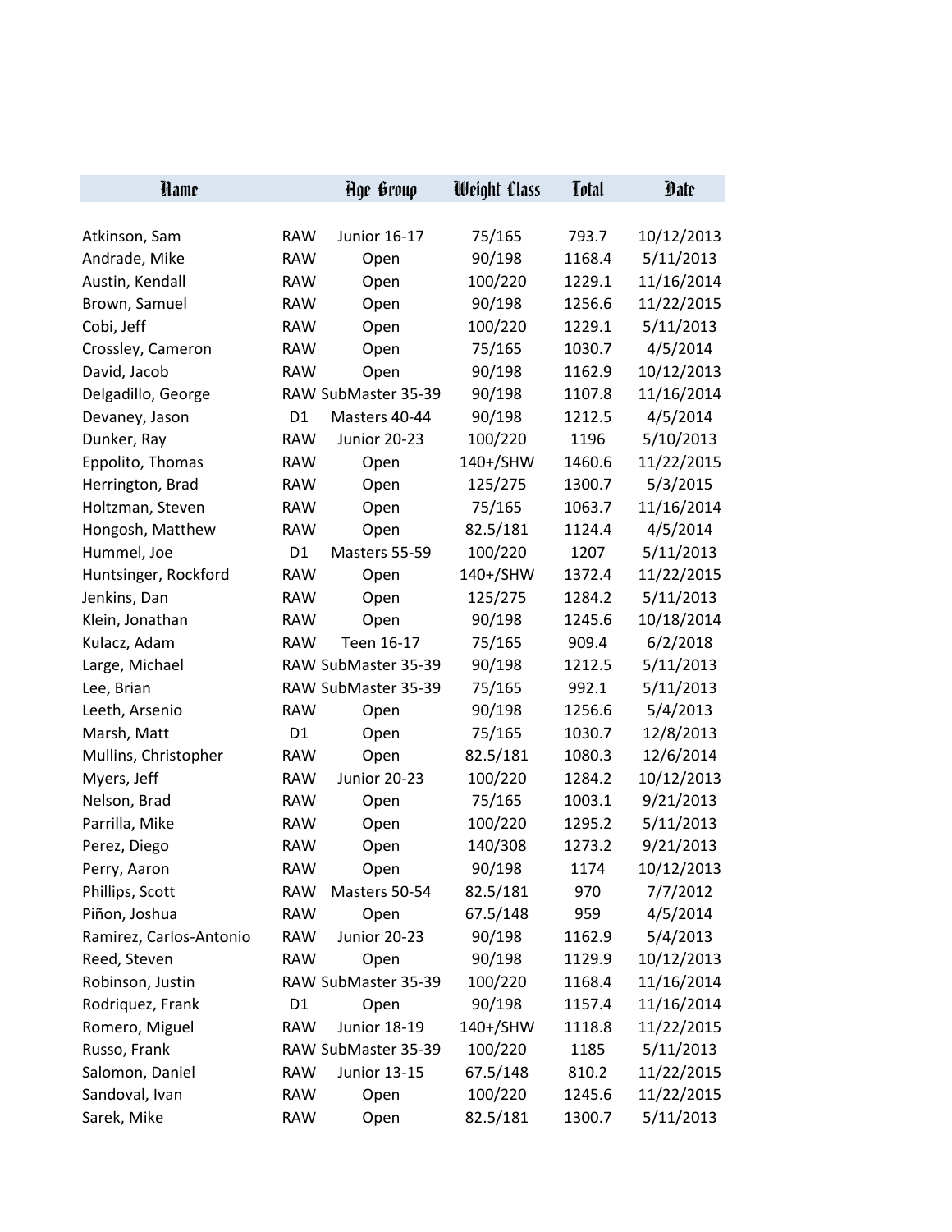| Name | | Age Group | Weight Class | Total | Date |
|---|---|---|---|---|---|
| Atkinson, Sam | RAW | Junior 16-17 | 75/165 | 793.7 | 10/12/2013 |
| Andrade, Mike | RAW | Open | 90/198 | 1168.4 | 5/11/2013 |
| Austin, Kendall | RAW | Open | 100/220 | 1229.1 | 11/16/2014 |
| Brown, Samuel | RAW | Open | 90/198 | 1256.6 | 11/22/2015 |
| Cobi, Jeff | RAW | Open | 100/220 | 1229.1 | 5/11/2013 |
| Crossley, Cameron | RAW | Open | 75/165 | 1030.7 | 4/5/2014 |
| David, Jacob | RAW | Open | 90/198 | 1162.9 | 10/12/2013 |
| Delgadillo, George | RAW | SubMaster 35-39 | 90/198 | 1107.8 | 11/16/2014 |
| Devaney, Jason | D1 | Masters 40-44 | 90/198 | 1212.5 | 4/5/2014 |
| Dunker, Ray | RAW | Junior 20-23 | 100/220 | 1196 | 5/10/2013 |
| Eppolito, Thomas | RAW | Open | 140+/SHW | 1460.6 | 11/22/2015 |
| Herrington, Brad | RAW | Open | 125/275 | 1300.7 | 5/3/2015 |
| Holtzman, Steven | RAW | Open | 75/165 | 1063.7 | 11/16/2014 |
| Hongosh, Matthew | RAW | Open | 82.5/181 | 1124.4 | 4/5/2014 |
| Hummel, Joe | D1 | Masters 55-59 | 100/220 | 1207 | 5/11/2013 |
| Huntsinger, Rockford | RAW | Open | 140+/SHW | 1372.4 | 11/22/2015 |
| Jenkins, Dan | RAW | Open | 125/275 | 1284.2 | 5/11/2013 |
| Klein, Jonathan | RAW | Open | 90/198 | 1245.6 | 10/18/2014 |
| Kulacz, Adam | RAW | Teen 16-17 | 75/165 | 909.4 | 6/2/2018 |
| Large, Michael | RAW | SubMaster 35-39 | 90/198 | 1212.5 | 5/11/2013 |
| Lee, Brian | RAW | SubMaster 35-39 | 75/165 | 992.1 | 5/11/2013 |
| Leeth, Arsenio | RAW | Open | 90/198 | 1256.6 | 5/4/2013 |
| Marsh, Matt | D1 | Open | 75/165 | 1030.7 | 12/8/2013 |
| Mullins, Christopher | RAW | Open | 82.5/181 | 1080.3 | 12/6/2014 |
| Myers, Jeff | RAW | Junior 20-23 | 100/220 | 1284.2 | 10/12/2013 |
| Nelson, Brad | RAW | Open | 75/165 | 1003.1 | 9/21/2013 |
| Parrilla, Mike | RAW | Open | 100/220 | 1295.2 | 5/11/2013 |
| Perez, Diego | RAW | Open | 140/308 | 1273.2 | 9/21/2013 |
| Perry, Aaron | RAW | Open | 90/198 | 1174 | 10/12/2013 |
| Phillips, Scott | RAW | Masters 50-54 | 82.5/181 | 970 | 7/7/2012 |
| Piñon, Joshua | RAW | Open | 67.5/148 | 959 | 4/5/2014 |
| Ramirez, Carlos-Antonio | RAW | Junior 20-23 | 90/198 | 1162.9 | 5/4/2013 |
| Reed, Steven | RAW | Open | 90/198 | 1129.9 | 10/12/2013 |
| Robinson, Justin | RAW | SubMaster 35-39 | 100/220 | 1168.4 | 11/16/2014 |
| Rodriquez, Frank | D1 | Open | 90/198 | 1157.4 | 11/16/2014 |
| Romero, Miguel | RAW | Junior 18-19 | 140+/SHW | 1118.8 | 11/22/2015 |
| Russo, Frank | RAW | SubMaster 35-39 | 100/220 | 1185 | 5/11/2013 |
| Salomon, Daniel | RAW | Junior 13-15 | 67.5/148 | 810.2 | 11/22/2015 |
| Sandoval, Ivan | RAW | Open | 100/220 | 1245.6 | 11/22/2015 |
| Sarek, Mike | RAW | Open | 82.5/181 | 1300.7 | 5/11/2013 |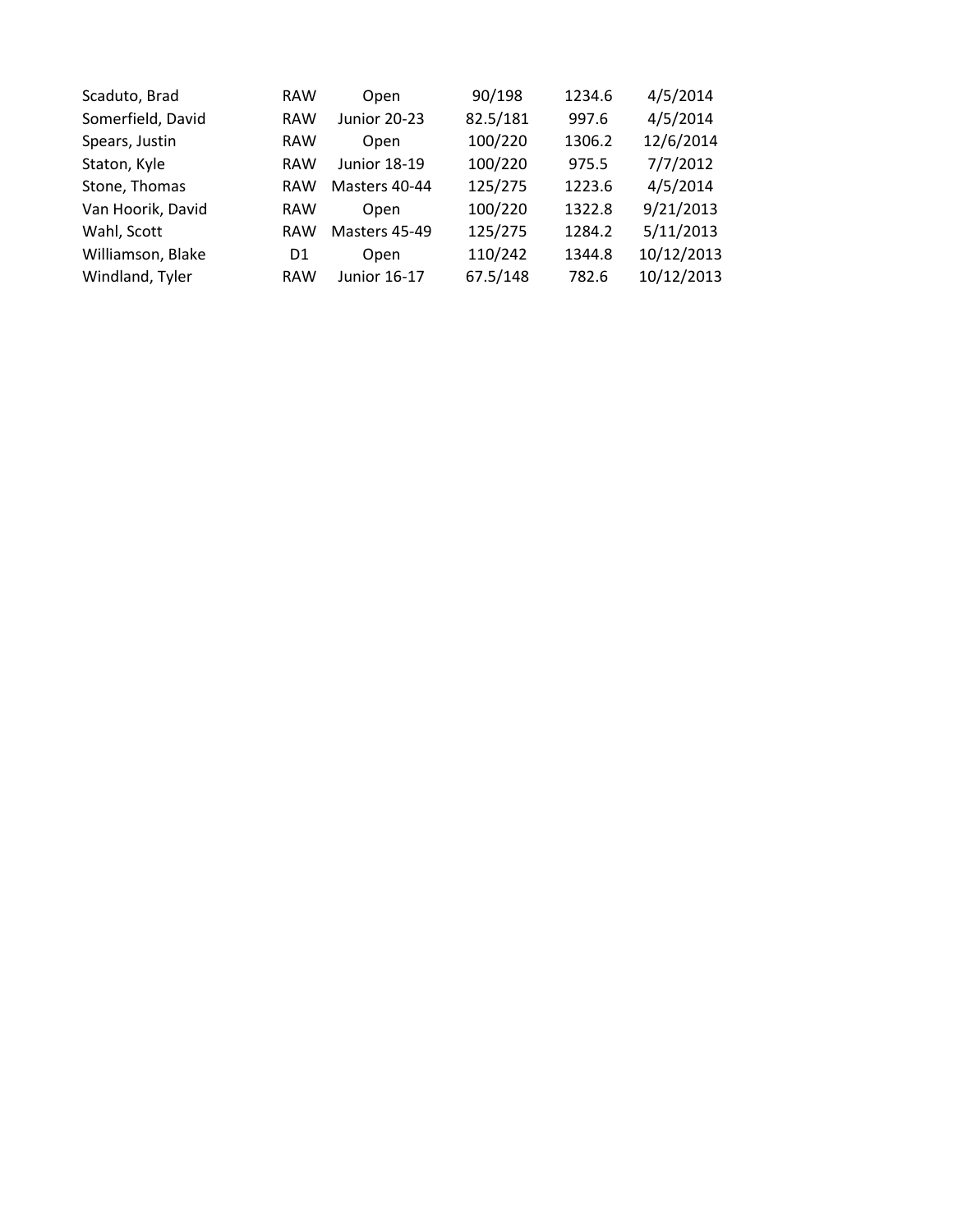| | | | | | |
|---|---|---|---|---|---|
| Scaduto, Brad | RAW | Open | 90/198 | 1234.6 | 4/5/2014 |
| Somerfield, David | RAW | Junior 20-23 | 82.5/181 | 997.6 | 4/5/2014 |
| Spears, Justin | RAW | Open | 100/220 | 1306.2 | 12/6/2014 |
| Staton, Kyle | RAW | Junior 18-19 | 100/220 | 975.5 | 7/7/2012 |
| Stone, Thomas | RAW | Masters 40-44 | 125/275 | 1223.6 | 4/5/2014 |
| Van Hoorik, David | RAW | Open | 100/220 | 1322.8 | 9/21/2013 |
| Wahl, Scott | RAW | Masters 45-49 | 125/275 | 1284.2 | 5/11/2013 |
| Williamson, Blake | D1 | Open | 110/242 | 1344.8 | 10/12/2013 |
| Windland, Tyler | RAW | Junior 16-17 | 67.5/148 | 782.6 | 10/12/2013 |